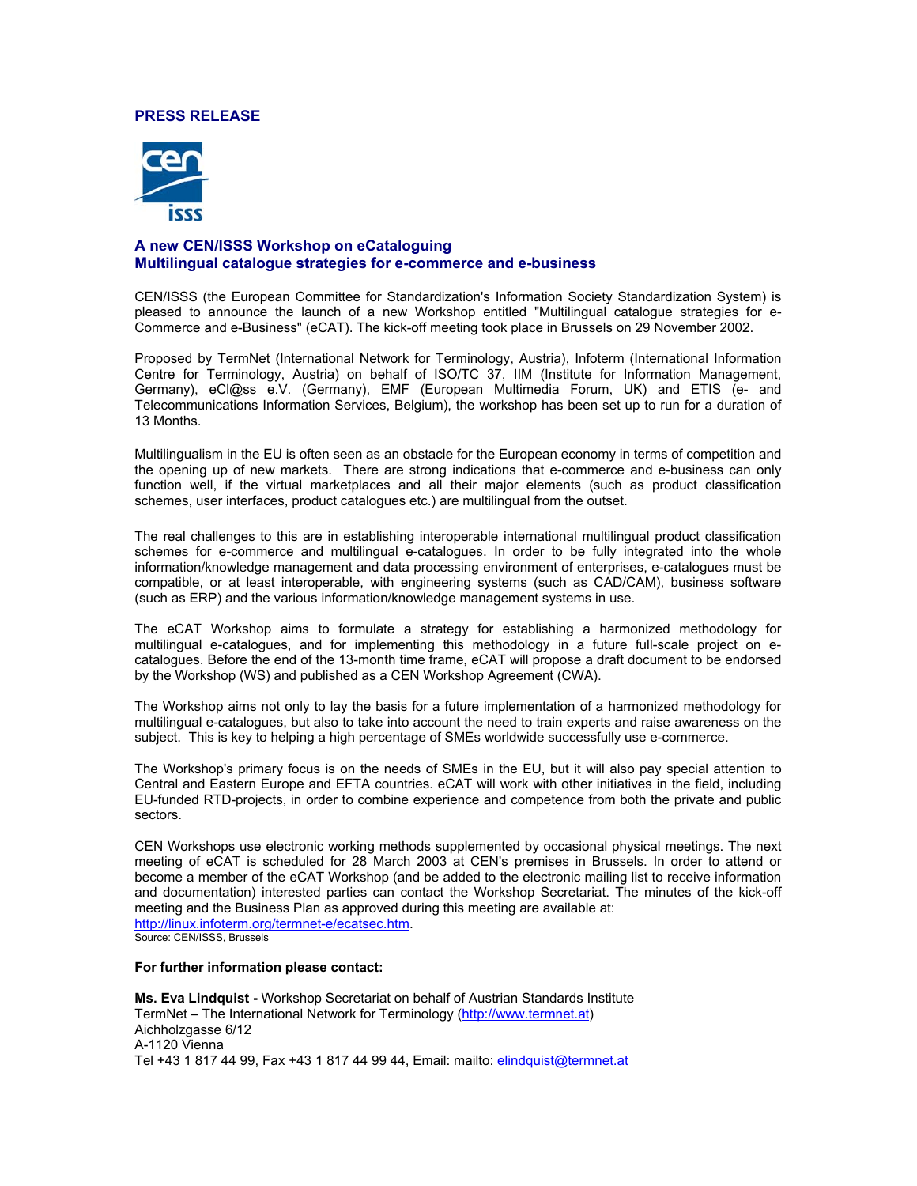**PRESS RELEASE**

## A new CEN/ISSS Workshop on eCataloguing
## Multilingual catalogue strategies for e-commerce and e-business

CEN/ISSS (the European Committee for Standardization's Information Society Standardization System) is pleased to announce the launch of a new Workshop entitled "Multilingual catalogue strategies for e-Commerce and e-Business" (eCAT). The kick-off meeting took place in Brussels on 29 November 2002.

Proposed by TermNet (International Network for Terminology, Austria), Infoterm (International Information Centre for Terminology, Austria) on behalf of ISO/TC 37, IIM (Institute for Information Management, Germany), eCl@ss e.V. (Germany), EMF (European Multimedia Forum, UK) and ETIS (e- and Telecommunications Information Services, Belgium), the workshop has been set up to run for a duration of 13 Months.

Multilingualism in the EU is often seen as an obstacle for the European economy in terms of competition and the opening up of new markets. There are strong indications that e-commerce and e-business can only function well, if the virtual marketplaces and all their major elements (such as product classification schemes, user interfaces, product catalogues etc.) are multilingual from the outset.

The real challenges to this are in establishing interoperable international multilingual product classification schemes for e-commerce and multilingual e-catalogues. In order to be fully integrated into the whole information/knowledge management and data processing environment of enterprises, e-catalogues must be compatible, or at least interoperable, with engineering systems (such as CAD/CAM), business software (such as ERP) and the various information/knowledge management systems in use.

The eCAT Workshop aims to formulate a strategy for establishing a harmonized methodology for multilingual e-catalogues, and for implementing this methodology in a future full-scale project on e-catalogues. Before the end of the 13-month time frame, eCAT will propose a draft document to be endorsed by the Workshop (WS) and published as a CEN Workshop Agreement (CWA).

The Workshop aims not only to lay the basis for a future implementation of a harmonized methodology for multilingual e-catalogues, but also to take into account the need to train experts and raise awareness on the subject. This is key to helping a high percentage of SMEs worldwide successfully use e-commerce.

The Workshop's primary focus is on the needs of SMEs in the EU, but it will also pay special attention to Central and Eastern Europe and EFTA countries. eCAT will work with other initiatives in the field, including EU-funded RTD-projects, in order to combine experience and competence from both the private and public sectors.

CEN Workshops use electronic working methods supplemented by occasional physical meetings. The next meeting of eCAT is scheduled for 28 March 2003 at CEN's premises in Brussels. In order to attend or become a member of the eCAT Workshop (and be added to the electronic mailing list to receive information and documentation) interested parties can contact the Workshop Secretariat. The minutes of the kick-off meeting and the Business Plan as approved during this meeting are available at:
http://linux.infoterm.org/termnet-e/ecatsec.htm.

Source: CEN/ISSS, Brussels

**For further information please contact:**

**Ms. Eva Lindquist -** Workshop Secretariat on behalf of Austrian Standards Institute
TermNet – The International Network for Terminology (http://www.termnet.at)
Aichholzgasse 6/12
A-1120 Vienna
Tel +43 1 817 44 99, Fax +43 1 817 44 99 44, Email: mailto: elindquist@termnet.at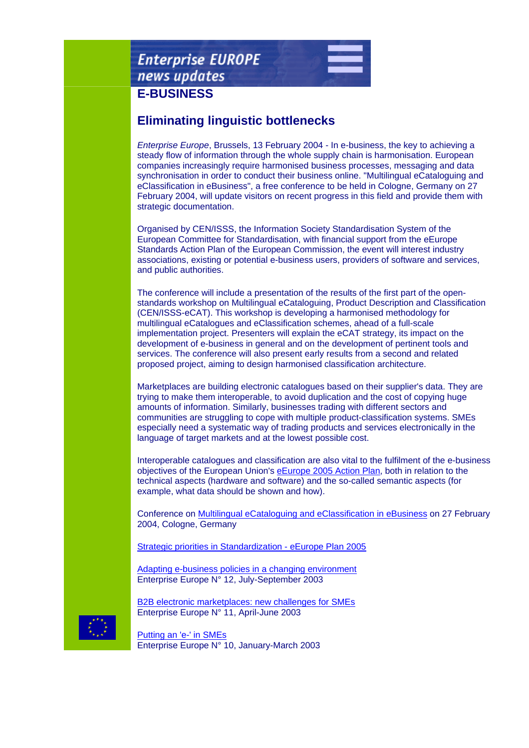Enterprise EUROPE news updates

## E-BUSINESS

# Eliminating linguistic bottlenecks

*Enterprise Europe*, Brussels, 13 February 2004 - In e-business, the key to achieving a steady flow of information through the whole supply chain is harmonisation. European companies increasingly require harmonised business processes, messaging and data synchronisation in order to conduct their business online. "Multilingual eCataloguing and eClassification in eBusiness", a free conference to be held in Cologne, Germany on 27 February 2004, will update visitors on recent progress in this field and provide them with strategic documentation.

Organised by CEN/ISSS, the Information Society Standardisation System of the European Committee for Standardisation, with financial support from the eEurope Standards Action Plan of the European Commission, the event will interest industry associations, existing or potential e-business users, providers of software and services, and public authorities.

The conference will include a presentation of the results of the first part of the open-standards workshop on Multilingual eCataloguing, Product Description and Classification (CEN/ISSS-eCAT). This workshop is developing a harmonised methodology for multilingual eCatalogues and eClassification schemes, ahead of a full-scale implementation project. Presenters will explain the eCAT strategy, its impact on the development of e-business in general and on the development of pertinent tools and services. The conference will also present early results from a second and related proposed project, aiming to design harmonised classification architecture.

Marketplaces are building electronic catalogues based on their supplier's data. They are trying to make them interoperable, to avoid duplication and the cost of copying huge amounts of information. Similarly, businesses trading with different sectors and communities are struggling to cope with multiple product-classification systems. SMEs especially need a systematic way of trading products and services electronically in the language of target markets and at the lowest possible cost.

Interoperable catalogues and classification are also vital to the fulfilment of the e-business objectives of the European Union's eEurope 2005 Action Plan, both in relation to the technical aspects (hardware and software) and the so-called semantic aspects (for example, what data should be shown and how).

Conference on Multilingual eCataloguing and eClassification in eBusiness on 27 February 2004, Cologne, Germany

Strategic priorities in Standardization - eEurope Plan 2005

Adapting e-business policies in a changing environment
Enterprise Europe N° 12, July-September 2003

B2B electronic marketplaces: new challenges for SMEs
Enterprise Europe N° 11, April-June 2003

Putting an 'e-' in SMEs
Enterprise Europe N° 10, January-March 2003